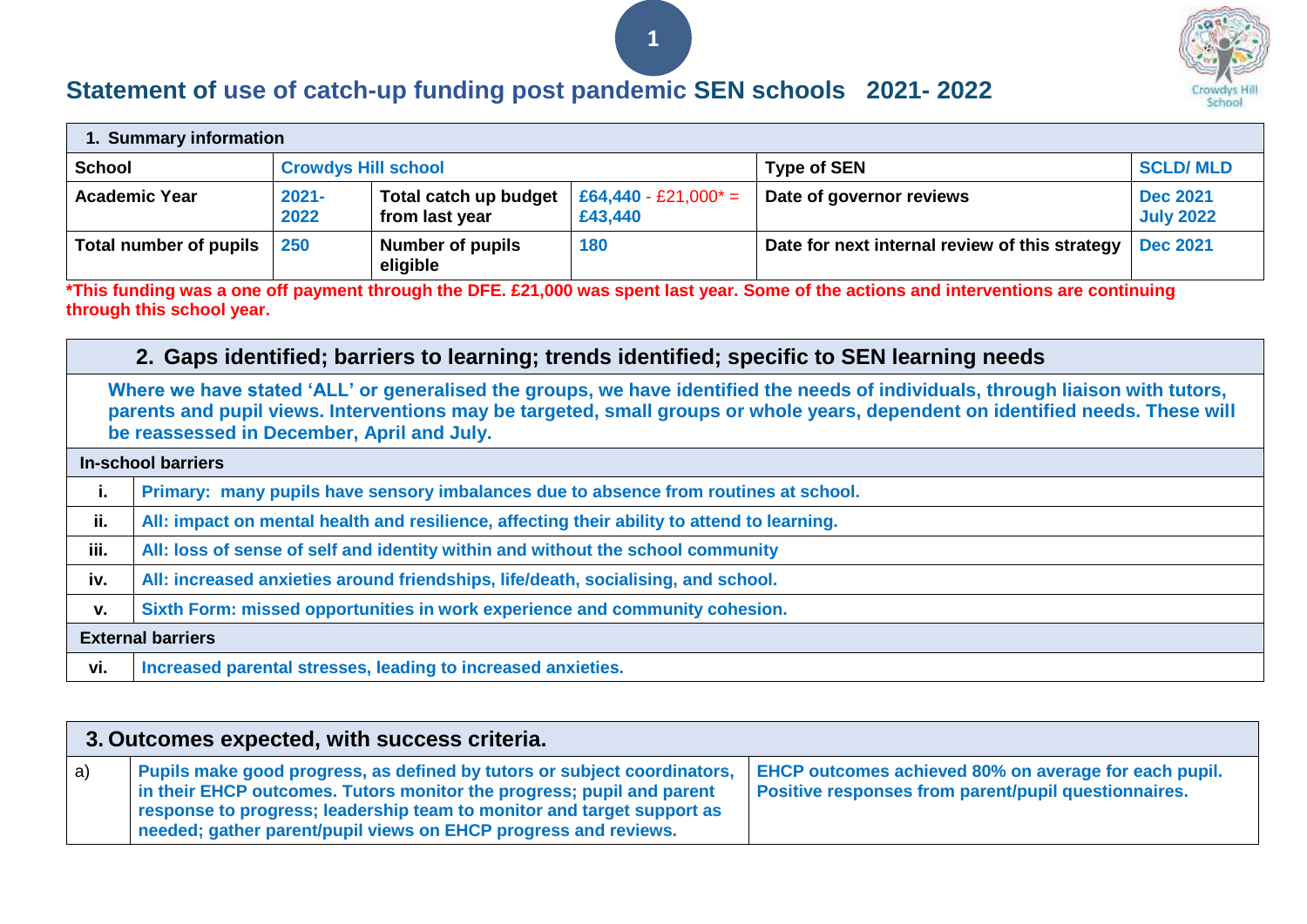# Statement of use of catch-up funding post pandemic SEN schools 2021- 2022

| 1. Summary information | | | | | |
|---|---|---|---|---|---|
| **School** | Crowdys Hill school | | | **Type of SEN** | SCLD/ MLD |
| **Academic Year** | 2021-2022 | **Total catch up budget from last year** | £64,440 - £21,000* = £43,440 | **Date of governor reviews** | Dec 2021<br>July 2022 |
| **Total number of pupils** | 250 | **Number of pupils eligible** | 180 | **Date for next internal review of this strategy** | Dec 2021 |

***This funding was a one off payment through the DFE. £21,000 was spent last year. Some of the actions and interventions are continuing through this school year.**

## 2. Gaps identified; barriers to learning; trends identified; specific to SEN learning needs

**Where we have stated 'ALL' or generalised the groups, we have identified the needs of individuals, through liaison with tutors, parents and pupil views. Interventions may be targeted, small groups or whole years, dependent on identified needs. These will be reassessed in December, April and July.**

| In-school barriers | |
|---|---|
| **i.** | Primary: many pupils have sensory imbalances due to absence from routines at school. |
| **ii.** | All: impact on mental health and resilience, affecting their ability to attend to learning. |
| **iii.** | All: loss of sense of self and identity within and without the school community |
| **iv.** | All: increased anxieties around friendships, life/death, socialising, and school. |
| **v.** | Sixth Form: missed opportunities in work experience and community cohesion. |
| **External barriers** | |
| **vi.** | Increased parental stresses, leading to increased anxieties. |

## 3. Outcomes expected, with success criteria.

| | | |
|---|---|---|
| a) | Pupils make good progress, as defined by tutors or subject coordinators, in their EHCP outcomes. Tutors monitor the progress; pupil and parent response to progress; leadership team to monitor and target support as needed; gather parent/pupil views on EHCP progress and reviews. | EHCP outcomes achieved 80% on average for each pupil. Positive responses from parent/pupil questionnaires. |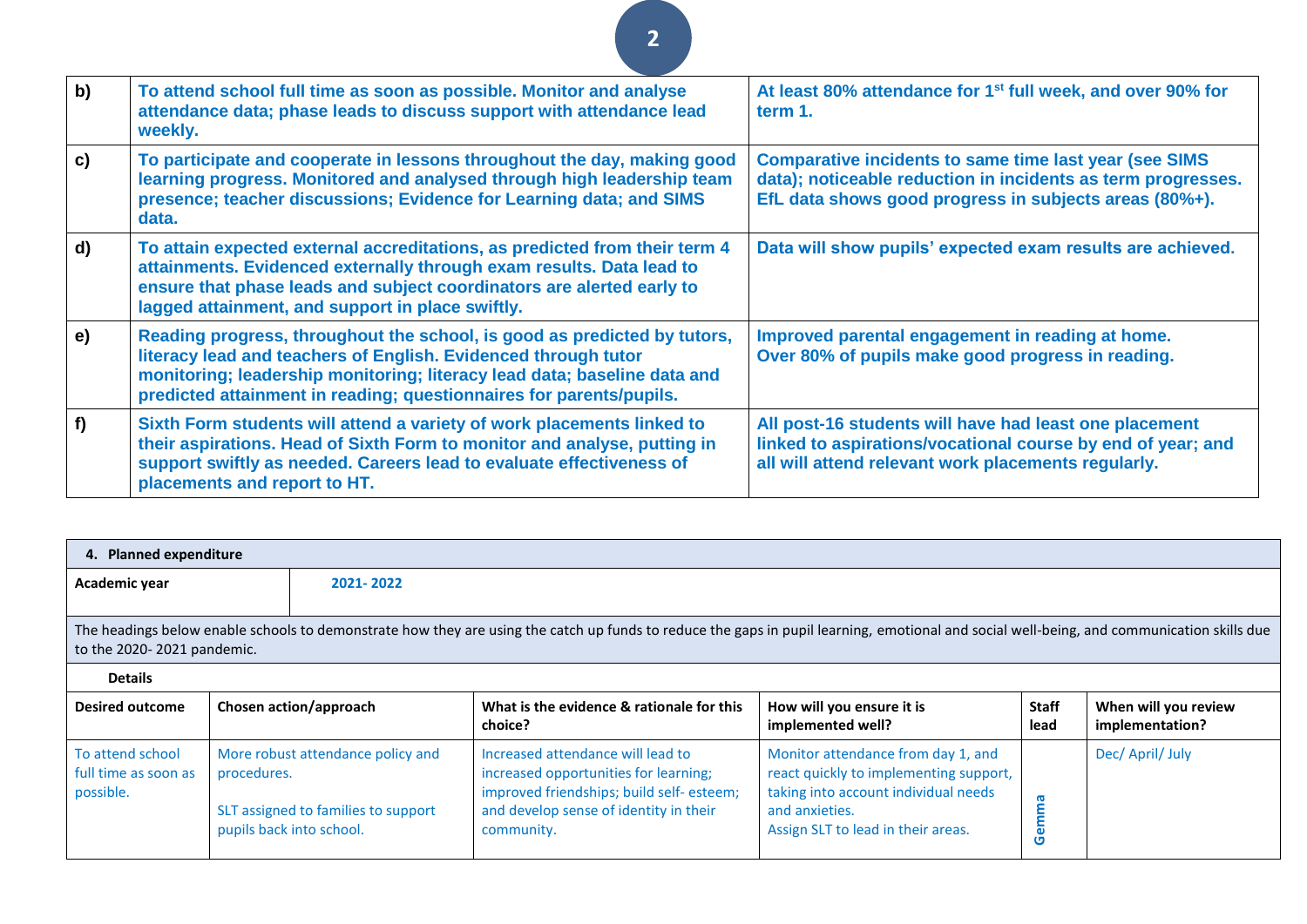| | | |
|---|---|---|
| **b)** | **To attend school full time as soon as possible. Monitor and analyse attendance data; phase leads to discuss support with attendance lead weekly.** | **At least 80% attendance for 1st full week, and over 90% for term 1.** |
| **c)** | **To participate and cooperate in lessons throughout the day, making good learning progress. Monitored and analysed through high leadership team presence; teacher discussions; Evidence for Learning data; and SIMS data.** | **Comparative incidents to same time last year (see SIMS data); noticeable reduction in incidents as term progresses. EfL data shows good progress in subjects areas (80%+).** |
| **d)** | **To attain expected external accreditations, as predicted from their term 4 attainments. Evidenced externally through exam results. Data lead to ensure that phase leads and subject coordinators are alerted early to lagged attainment, and support in place swiftly.** | **Data will show pupils' expected exam results are achieved.** |
| **e)** | **Reading progress, throughout the school, is good as predicted by tutors, literacy lead and teachers of English. Evidenced through tutor monitoring; leadership monitoring; literacy lead data; baseline data and predicted attainment in reading; questionnaires for parents/pupils.** | **Improved parental engagement in reading at home.**<br>**Over 80% of pupils make good progress in reading.** |
| **f)** | **Sixth Form students will attend a variety of work placements linked to their aspirations. Head of Sixth Form to monitor and analyse, putting in support swiftly as needed. Careers lead to evaluate effectiveness of placements and report to HT.** | **All post-16 students will have had least one placement linked to aspirations/vocational course by end of year; and all will attend relevant work placements regularly.** |

**4. Planned expenditure**

| **Academic year** | 2021- 2022 |
|---|---|

The headings below enable schools to demonstrate how they are using the catch up funds to reduce the gaps in pupil learning, emotional and social well-being, and communication skills due to the 2020- 2021 pandemic.

**Details**

| Desired outcome | Chosen action/approach | What is the evidence & rationale for this choice? | How will you ensure it is implemented well? | Staff lead | When will you review implementation? |
|---|---|---|---|---|---|
| To attend school full time as soon as possible. | More robust attendance policy and procedures.<br><br>SLT assigned to families to support pupils back into school. | Increased attendance will lead to increased opportunities for learning; improved friendships; build self- esteem; and develop sense of identity in their community. | Monitor attendance from day 1, and react quickly to implementing support, taking into account individual needs and anxieties.<br>Assign SLT to lead in their areas. | Gemma | Dec/ April/ July |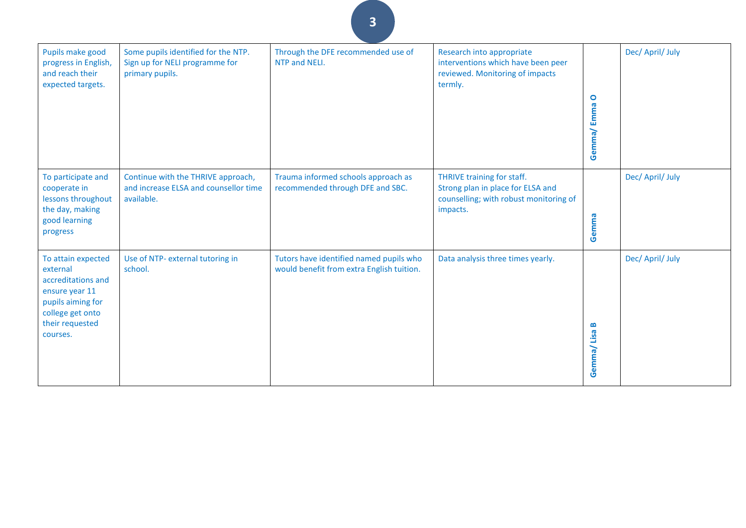| | | | | | |
|---|---|---|---|---|---|
| Pupils make good progress in English, and reach their expected targets. | Some pupils identified for the NTP. Sign up for NELI programme for primary pupils. | Through the DFE recommended use of NTP and NELI. | Research into appropriate interventions which have been peer reviewed. Monitoring of impacts termly. | Gemma/ Emma O | Dec/ April/ July |
| To participate and cooperate in lessons throughout the day, making good learning progress | Continue with the THRIVE approach, and increase ELSA and counsellor time available. | Trauma informed schools approach as recommended through DFE and SBC. | THRIVE training for staff.<br>Strong plan in place for ELSA and counselling; with robust monitoring of impacts. | Gemma | Dec/ April/ July |
| To attain expected external accreditations and ensure year 11 pupils aiming for college get onto their requested courses. | Use of NTP- external tutoring in school. | Tutors have identified named pupils who would benefit from extra English tuition. | Data analysis three times yearly. | Gemma/ Lisa B | Dec/ April/ July |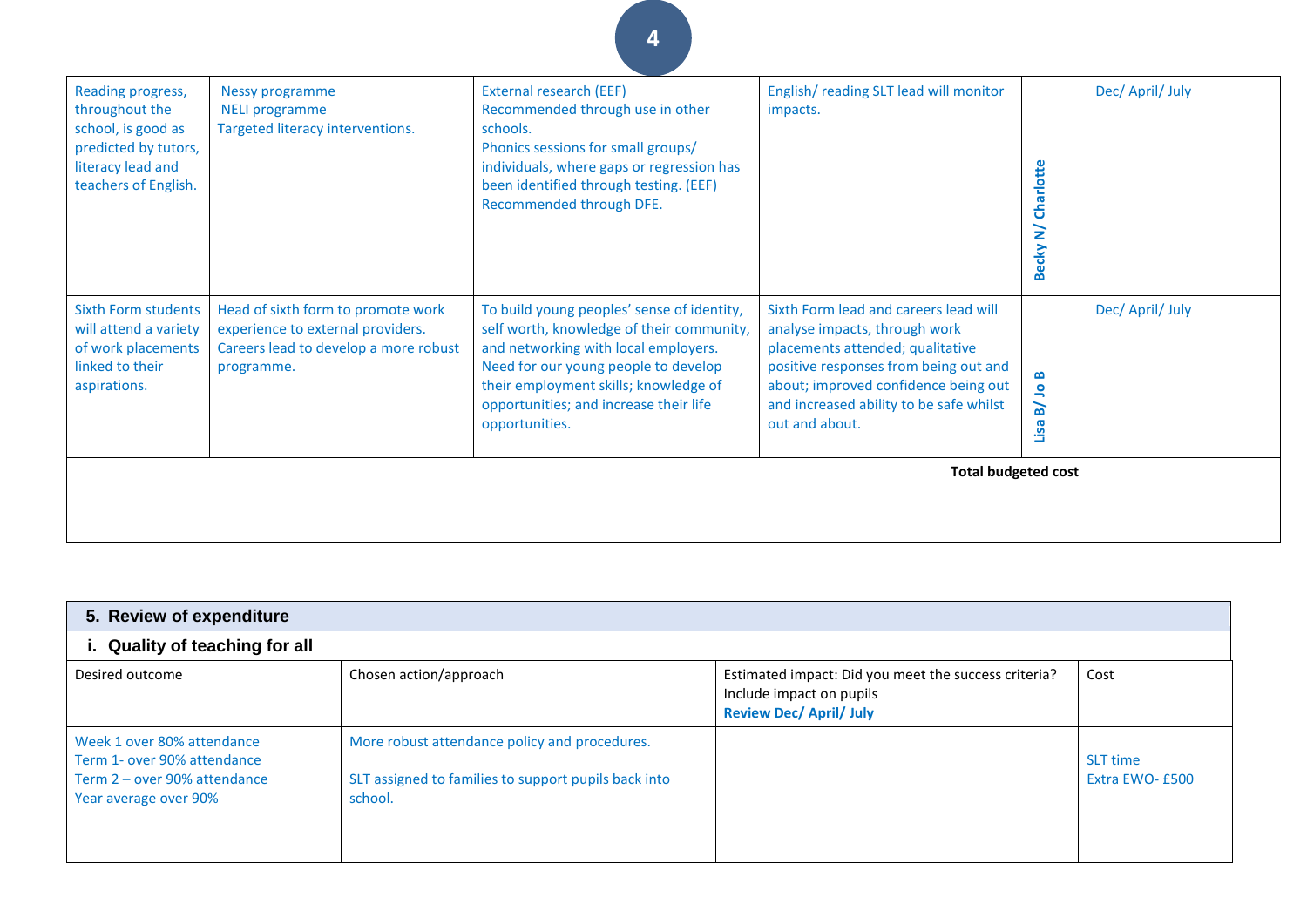| | | | | | |
|---|---|---|---|---|---|
| Reading progress, throughout the school, is good as predicted by tutors, literacy lead and teachers of English. | Nessy programme<br>NELI programme<br>Targeted literacy interventions. | External research (EEF)<br>Recommended through use in other schools.<br>Phonics sessions for small groups/ individuals, where gaps or regression has been identified through testing. (EEF)<br>Recommended through DFE. | English/ reading SLT lead will monitor impacts. | **Becky N/ Charlotte** | Dec/ April/ July |
| Sixth Form students will attend a variety of work placements linked to their aspirations. | Head of sixth form to promote work experience to external providers.<br>Careers lead to develop a more robust programme. | To build young peoples' sense of identity, self worth, knowledge of their community, and networking with local employers.<br>Need for our young people to develop their employment skills; knowledge of opportunities; and increase their life opportunities. | Sixth Form lead and careers lead will analyse impacts, through work placements attended; qualitative positive responses from being out and about; improved confidence being out and increased ability to be safe whilst out and about. | **Lisa B/ Jo B** | Dec/ April/ July |
| | | | | **Total budgeted cost** | |

## 5. Review of expenditure

### i. Quality of teaching for all

| Desired outcome | Chosen action/approach | Estimated impact: Did you meet the success criteria? Include impact on pupils<br>**Review Dec/ April/ July** | Cost |
|---|---|---|---|
| Week 1 over 80% attendance<br>Term 1- over 90% attendance<br>Term 2 – over 90% attendance<br>Year average over 90% | More robust attendance policy and procedures.<br><br>SLT assigned to families to support pupils back into school. | | SLT time<br>Extra EWO- £500 |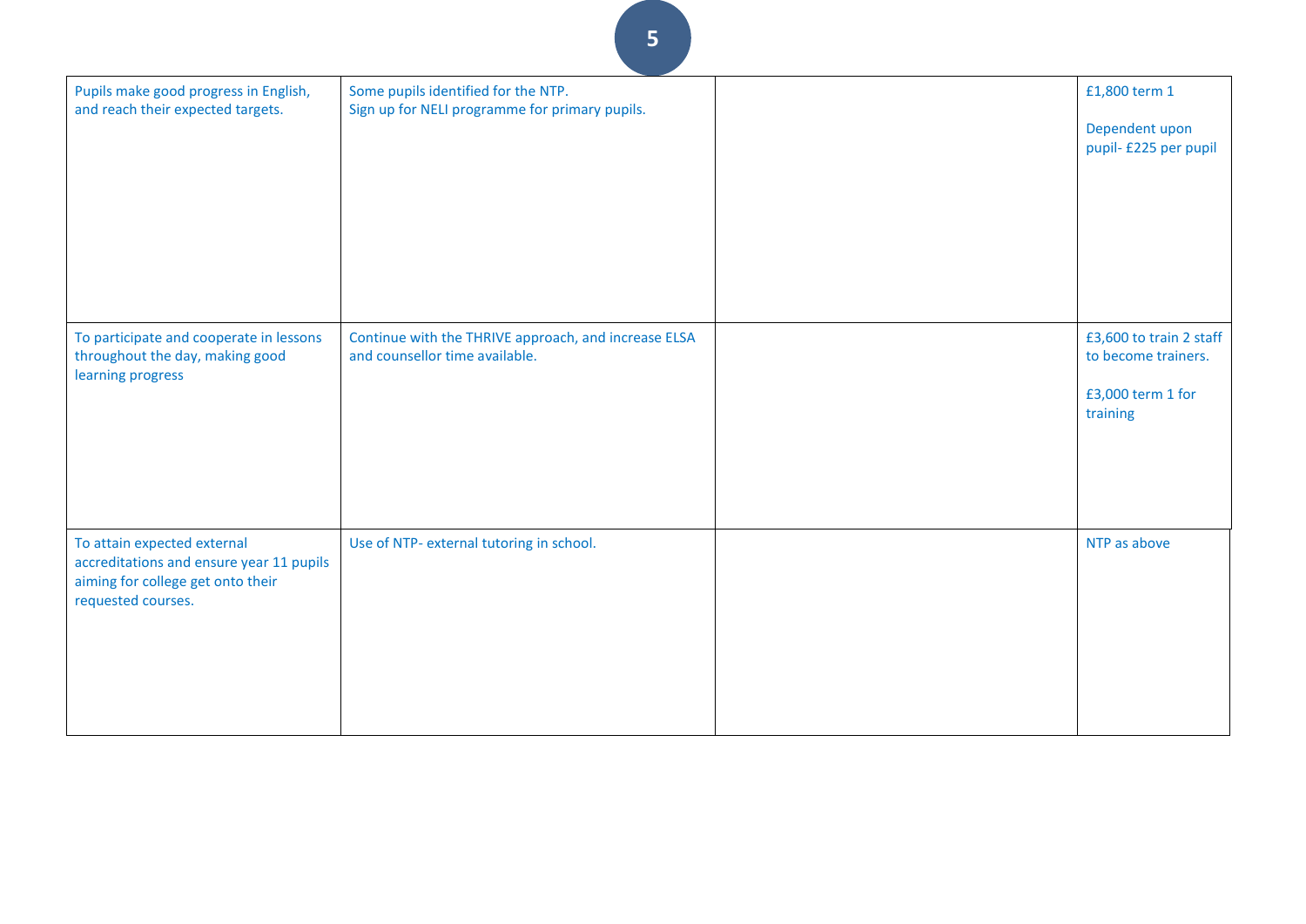|  |  |  |  |
|---|---|---|---|
| Pupils make good progress in English, and reach their expected targets. | Some pupils identified for the NTP.<br>Sign up for NELI programme for primary pupils. |  | £1,800 term 1<br><br>Dependent upon pupil- £225 per pupil |
| To participate and cooperate in lessons throughout the day, making good learning progress | Continue with the THRIVE approach, and increase ELSA and counsellor time available. |  | £3,600 to train 2 staff to become trainers.<br><br>£3,000 term 1 for training |
| To attain expected external accreditations and ensure year 11 pupils aiming for college get onto their requested courses. | Use of NTP- external tutoring in school. |  | NTP as above |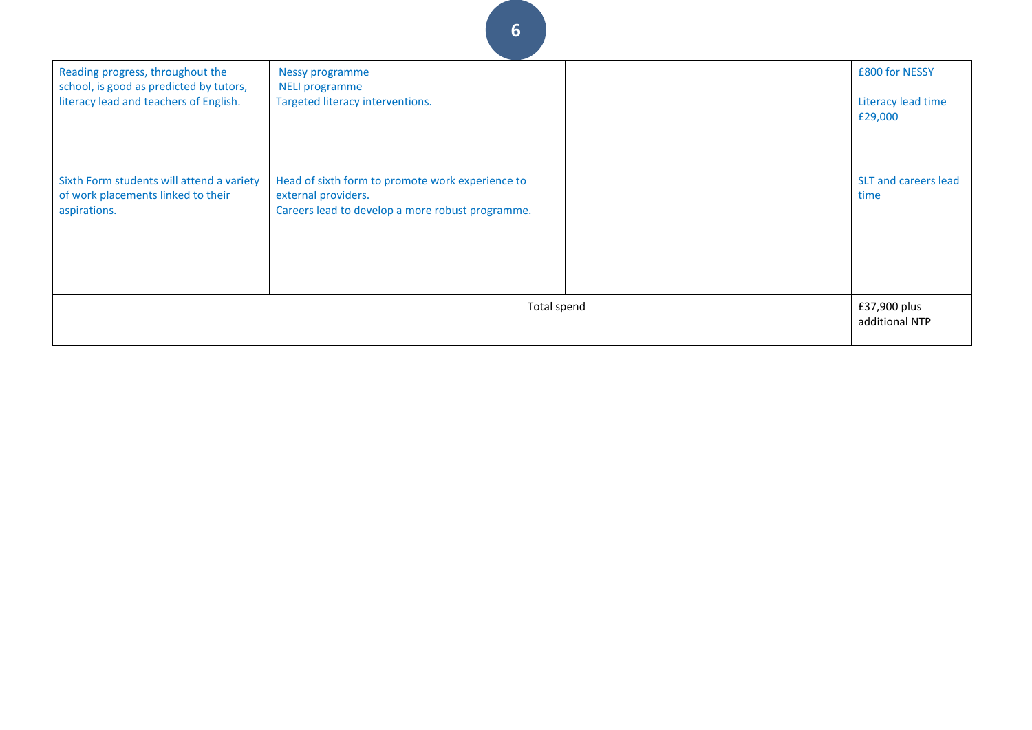| | | | |
|---|---|---|---|
| Reading progress, throughout the school, is good as predicted by tutors, literacy lead and teachers of English. | Nessy programme<br>NELI programme<br>Targeted literacy interventions. | | £800 for NESSY<br><br>Literacy lead time £29,000 |
| Sixth Form students will attend a variety of work placements linked to their aspirations. | Head of sixth form to promote work experience to external providers.<br>Careers lead to develop a more robust programme. | | SLT and careers lead time |
| Total spend | | | £37,900 plus additional NTP |